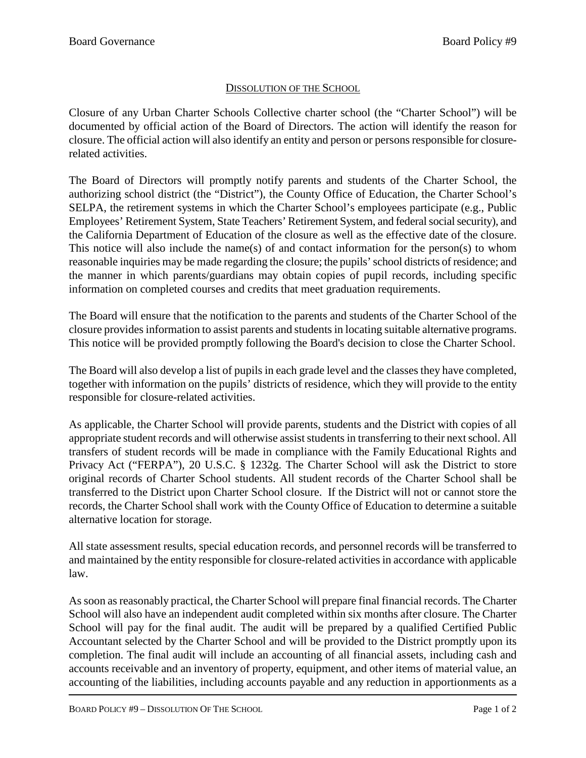## Dissolution of the School

Closure of any Urban Charter Schools Collective charter school (the "Charter School") will be documented by official action of the Board of Directors. The action will identify the reason for closure. The official action will also identify an entity and person or persons responsible for closure-related activities.

The Board of Directors will promptly notify parents and students of the Charter School, the authorizing school district (the "District"), the County Office of Education, the Charter School's SELPA, the retirement systems in which the Charter School's employees participate (e.g., Public Employees' Retirement System, State Teachers' Retirement System, and federal social security), and the California Department of Education of the closure as well as the effective date of the closure. This notice will also include the name(s) of and contact information for the person(s) to whom reasonable inquiries may be made regarding the closure; the pupils' school districts of residence; and the manner in which parents/guardians may obtain copies of pupil records, including specific information on completed courses and credits that meet graduation requirements.

The Board will ensure that the notification to the parents and students of the Charter School of the closure provides information to assist parents and students in locating suitable alternative programs. This notice will be provided promptly following the Board's decision to close the Charter School.

The Board will also develop a list of pupils in each grade level and the classes they have completed, together with information on the pupils' districts of residence, which they will provide to the entity responsible for closure-related activities.

As applicable, the Charter School will provide parents, students and the District with copies of all appropriate student records and will otherwise assist students in transferring to their next school. All transfers of student records will be made in compliance with the Family Educational Rights and Privacy Act ("FERPA"), 20 U.S.C. § 1232g. The Charter School will ask the District to store original records of Charter School students. All student records of the Charter School shall be transferred to the District upon Charter School closure. If the District will not or cannot store the records, the Charter School shall work with the County Office of Education to determine a suitable alternative location for storage.

All state assessment results, special education records, and personnel records will be transferred to and maintained by the entity responsible for closure-related activities in accordance with applicable law.

As soon as reasonably practical, the Charter School will prepare final financial records. The Charter School will also have an independent audit completed within six months after closure. The Charter School will pay for the final audit. The audit will be prepared by a qualified Certified Public Accountant selected by the Charter School and will be provided to the District promptly upon its completion. The final audit will include an accounting of all financial assets, including cash and accounts receivable and an inventory of property, equipment, and other items of material value, an accounting of the liabilities, including accounts payable and any reduction in apportionments as a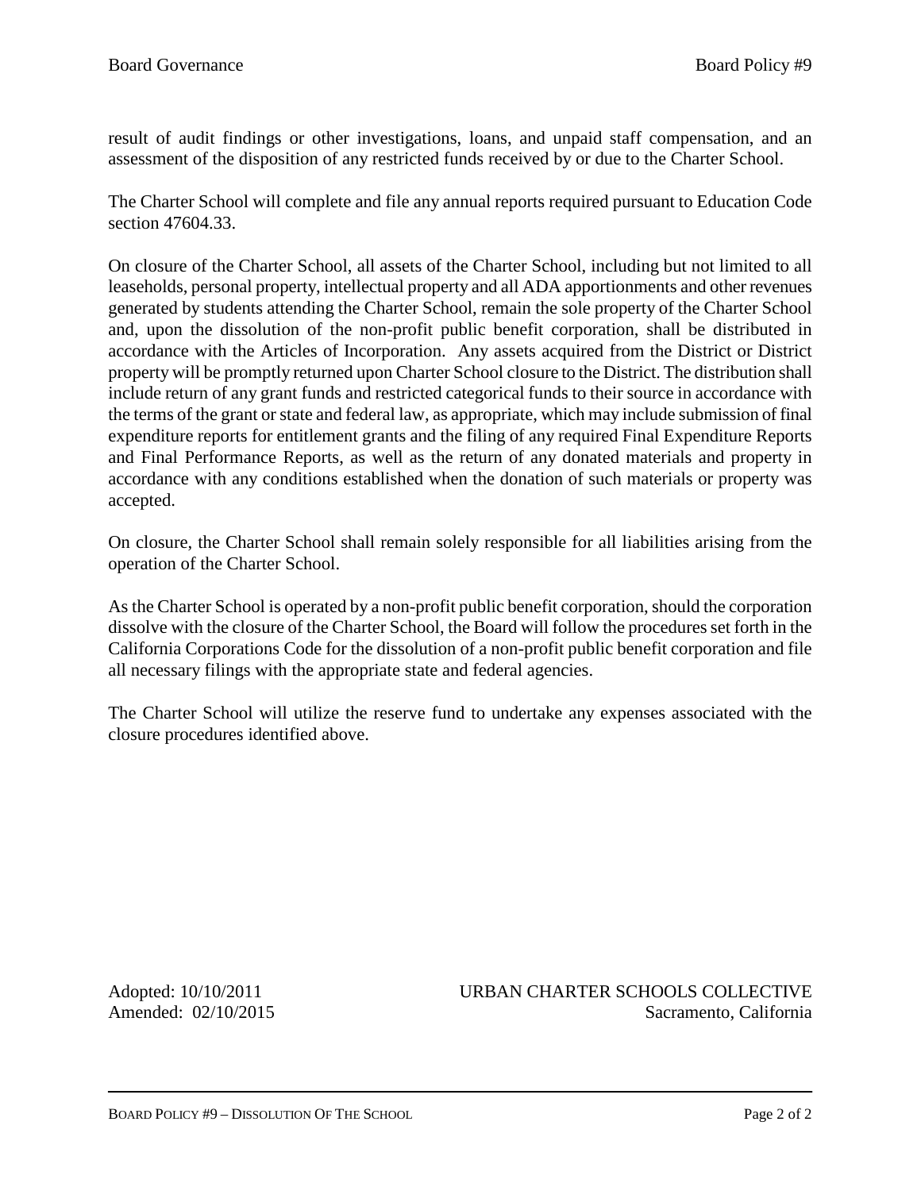result of audit findings or other investigations, loans, and unpaid staff compensation, and an assessment of the disposition of any restricted funds received by or due to the Charter School.

The Charter School will complete and file any annual reports required pursuant to Education Code section 47604.33.

On closure of the Charter School, all assets of the Charter School, including but not limited to all leaseholds, personal property, intellectual property and all ADA apportionments and other revenues generated by students attending the Charter School, remain the sole property of the Charter School and, upon the dissolution of the non-profit public benefit corporation, shall be distributed in accordance with the Articles of Incorporation. Any assets acquired from the District or District property will be promptly returned upon Charter School closure to the District. The distribution shall include return of any grant funds and restricted categorical funds to their source in accordance with the terms of the grant or state and federal law, as appropriate, which may include submission of final expenditure reports for entitlement grants and the filing of any required Final Expenditure Reports and Final Performance Reports, as well as the return of any donated materials and property in accordance with any conditions established when the donation of such materials or property was accepted.

On closure, the Charter School shall remain solely responsible for all liabilities arising from the operation of the Charter School.

As the Charter School is operated by a non-profit public benefit corporation, should the corporation dissolve with the closure of the Charter School, the Board will follow the procedures set forth in the California Corporations Code for the dissolution of a non-profit public benefit corporation and file all necessary filings with the appropriate state and federal agencies.

The Charter School will utilize the reserve fund to undertake any expenses associated with the closure procedures identified above.

Adopted: 10/10/2011
Amended: 02/10/2015

URBAN CHARTER SCHOOLS COLLECTIVE
Sacramento, California